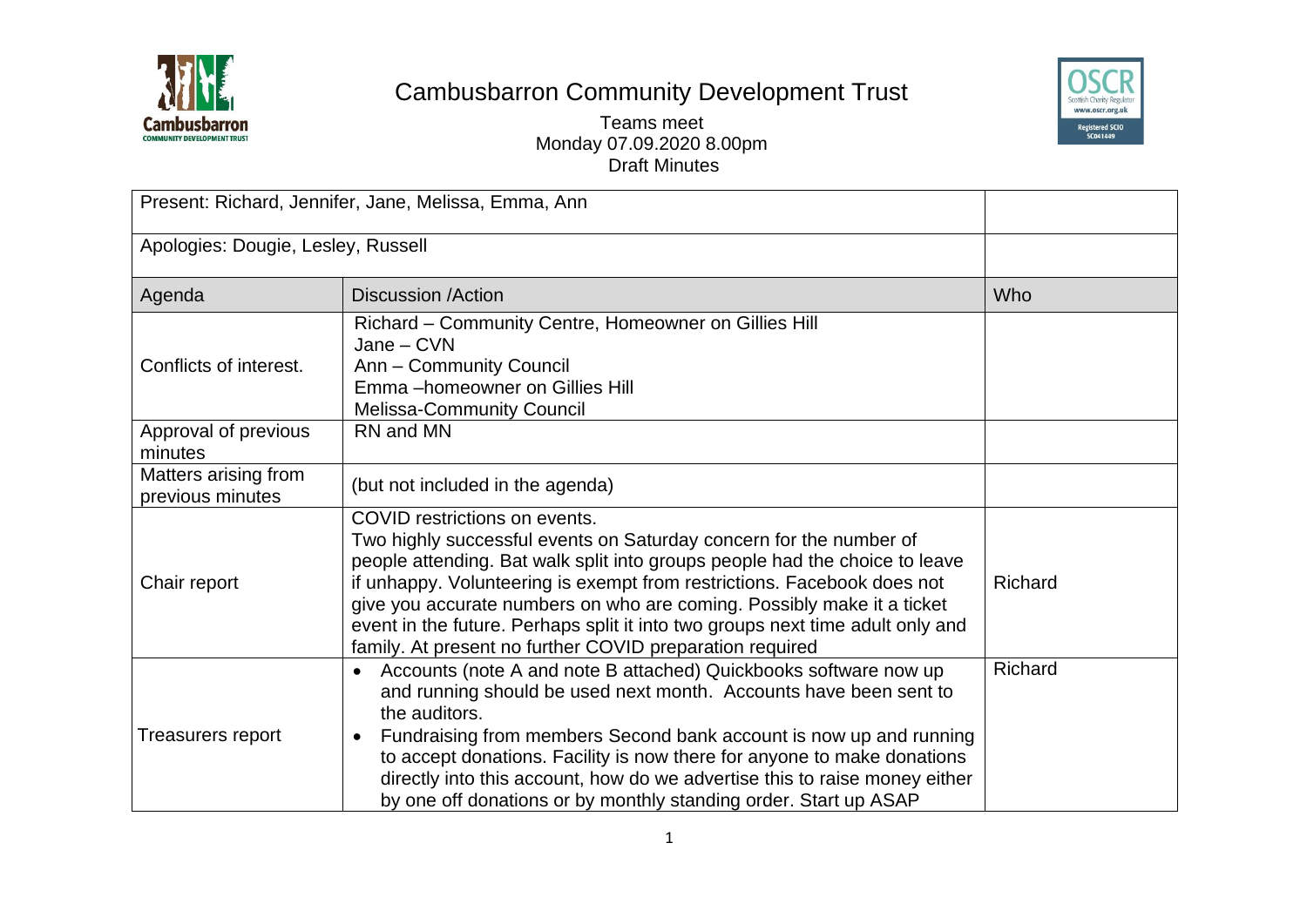# Cambusbarron Community Development Trust

Teams meet
Monday 07.09.2020 8.00pm
Draft Minutes

| Present: Richard, Jennifer, Jane, Melissa, Emma, Ann | | |
|---|---|---|
| Apologies: Dougie, Lesley, Russell | | |
| **Agenda** | **Discussion /Action** | **Who** |
| Conflicts of interest. | Richard – Community Centre, Homeowner on Gillies Hill<br>Jane – CVN<br>Ann – Community Council<br>Emma –homeowner on Gillies Hill<br>Melissa-Community Council | |
| Approval of previous minutes | RN and MN | |
| Matters arising from previous minutes | (but not included in the agenda) | |
| Chair report | COVID restrictions on events.<br>Two highly successful events on Saturday concern for the number of people attending. Bat walk split into groups people had the choice to leave if unhappy. Volunteering is exempt from restrictions. Facebook does not give you accurate numbers on who are coming. Possibly make it a ticket event in the future. Perhaps split it into two groups next time adult only and family. At present no further COVID preparation required | Richard |
| Treasurers report | • Accounts (note A and note B attached) Quickbooks software now up and running should be used next month. Accounts have been sent to the auditors.<br>• Fundraising from members Second bank account is now up and running to accept donations. Facility is now there for anyone to make donations directly into this account, how do we advertise this to raise money either by one off donations or by monthly standing order. Start up ASAP | Richard |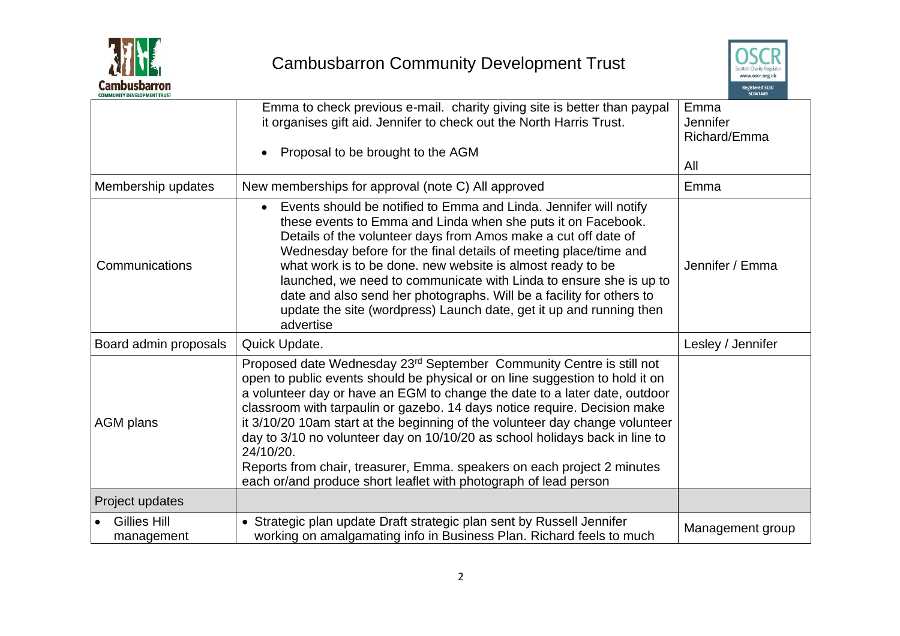| | | |
|---|---|---|
| | Emma to check previous e-mail. charity giving site is better than paypal it organises gift aid. Jennifer to check out the North Harris Trust.<br><br>• Proposal to be brought to the AGM | Emma<br>Jennifer<br>Richard/Emma<br><br>All |
| Membership updates | New memberships for approval (note C) All approved | Emma |
| Communications | • Events should be notified to Emma and Linda. Jennifer will notify these events to Emma and Linda when she puts it on Facebook. Details of the volunteer days from Amos make a cut off date of Wednesday before for the final details of meeting place/time and what work is to be done. new website is almost ready to be launched, we need to communicate with Linda to ensure she is up to date and also send her photographs. Will be a facility for others to update the site (wordpress) Launch date, get it up and running then advertise | Jennifer / Emma |
| Board admin proposals | Quick Update. | Lesley / Jennifer |
| AGM plans | Proposed date Wednesday 23rd September Community Centre is still not open to public events should be physical or on line suggestion to hold it on a volunteer day or have an EGM to change the date to a later date, outdoor classroom with tarpaulin or gazebo. 14 days notice require. Decision make it 3/10/20 10am start at the beginning of the volunteer day change volunteer day to 3/10 no volunteer day on 10/10/20 as school holidays back in line to 24/10/20.<br>Reports from chair, treasurer, Emma. speakers on each project 2 minutes each or/and produce short leaflet with photograph of lead person | |
| Project updates | | |
| • Gillies Hill management | • Strategic plan update Draft strategic plan sent by Russell Jennifer working on amalgamating info in Business Plan. Richard feels to much | Management group |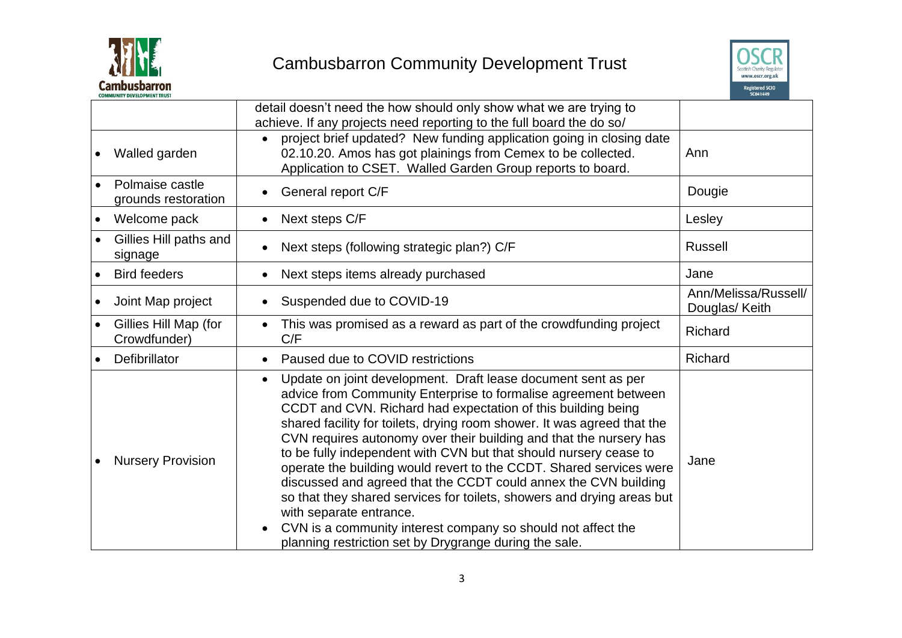| | | |
|---|---|---|
| | detail doesn't need the how should only show what we are trying to achieve. If any projects need reporting to the full board the do so/ | |
| • Walled garden | • project brief updated? New funding application going in closing date 02.10.20. Amos has got plainings from Cemex to be collected. Application to CSET. Walled Garden Group reports to board. | Ann |
| • Polmaise castle grounds restoration | • General report C/F | Dougie |
| • Welcome pack | • Next steps C/F | Lesley |
| • Gillies Hill paths and signage | • Next steps (following strategic plan?) C/F | Russell |
| • Bird feeders | • Next steps items already purchased | Jane |
| • Joint Map project | • Suspended due to COVID-19 | Ann/Melissa/Russell/ Douglas/ Keith |
| • Gillies Hill Map (for Crowdfunder) | • This was promised as a reward as part of the crowdfunding project C/F | Richard |
| • Defibrillator | • Paused due to COVID restrictions | Richard |
| • Nursery Provision | • Update on joint development. Draft lease document sent as per advice from Community Enterprise to formalise agreement between CCDT and CVN. Richard had expectation of this building being shared facility for toilets, drying room shower. It was agreed that the CVN requires autonomy over their building and that the nursery has to be fully independent with CVN but that should nursery cease to operate the building would revert to the CCDT. Shared services were discussed and agreed that the CCDT could annex the CVN building so that they shared services for toilets, showers and drying areas but with separate entrance.<br>• CVN is a community interest company so should not affect the planning restriction set by Drygrange during the sale. | Jane |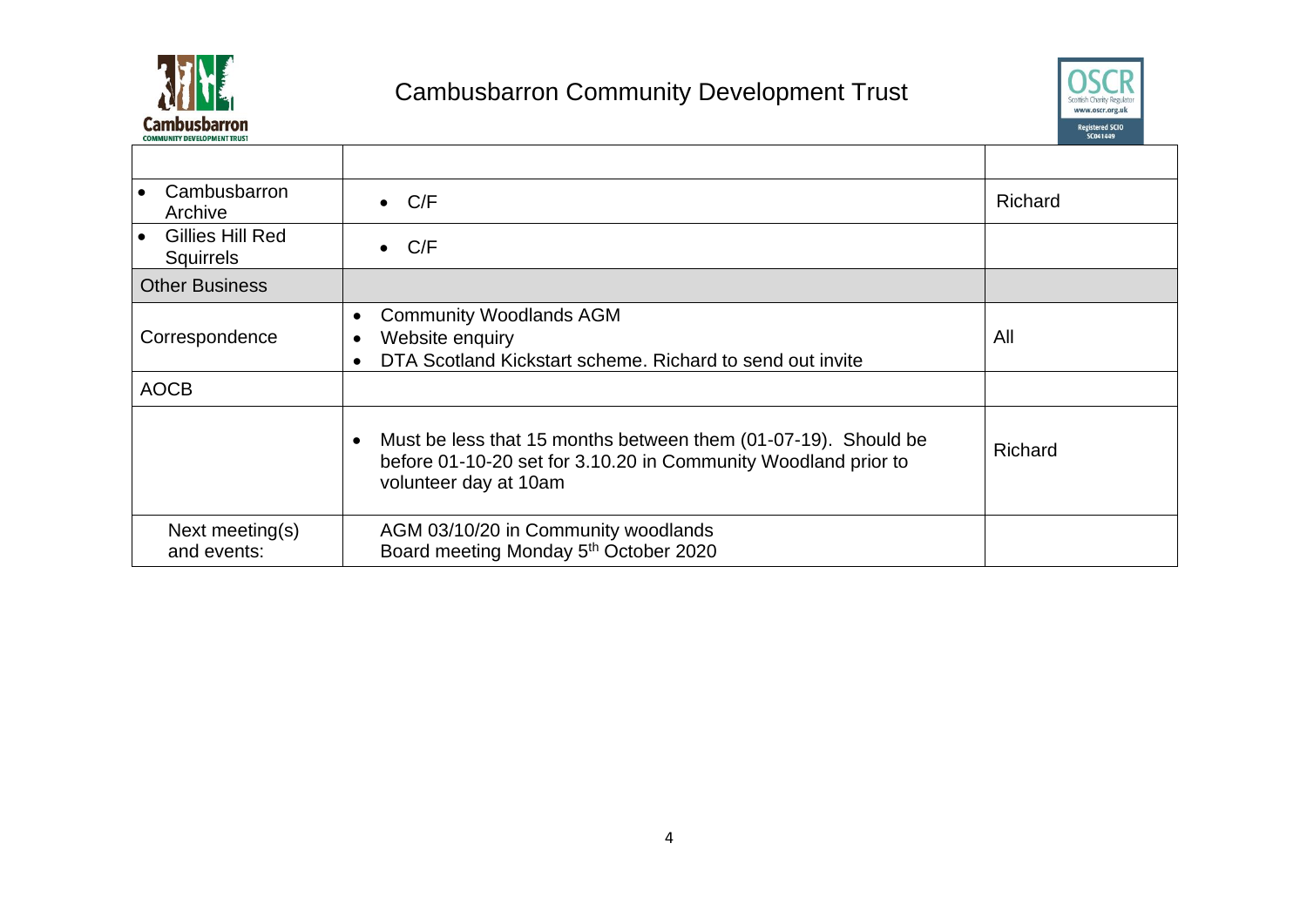| | | |
|---|---|---|
| | | |
| • Cambusbarron Archive | • C/F | Richard |
| • Gillies Hill Red Squirrels | • C/F | |
| Other Business | | |
| Correspondence | • Community Woodlands AGM<br>• Website enquiry<br>• DTA Scotland Kickstart scheme. Richard to send out invite | All |
| AOCB | | |
| | • Must be less that 15 months between them (01-07-19). Should be before 01-10-20 set for 3.10.20 in Community Woodland prior to volunteer day at 10am | Richard |
| Next meeting(s) and events: | AGM 03/10/20 in Community woodlands<br>Board meeting Monday 5th October 2020 | |